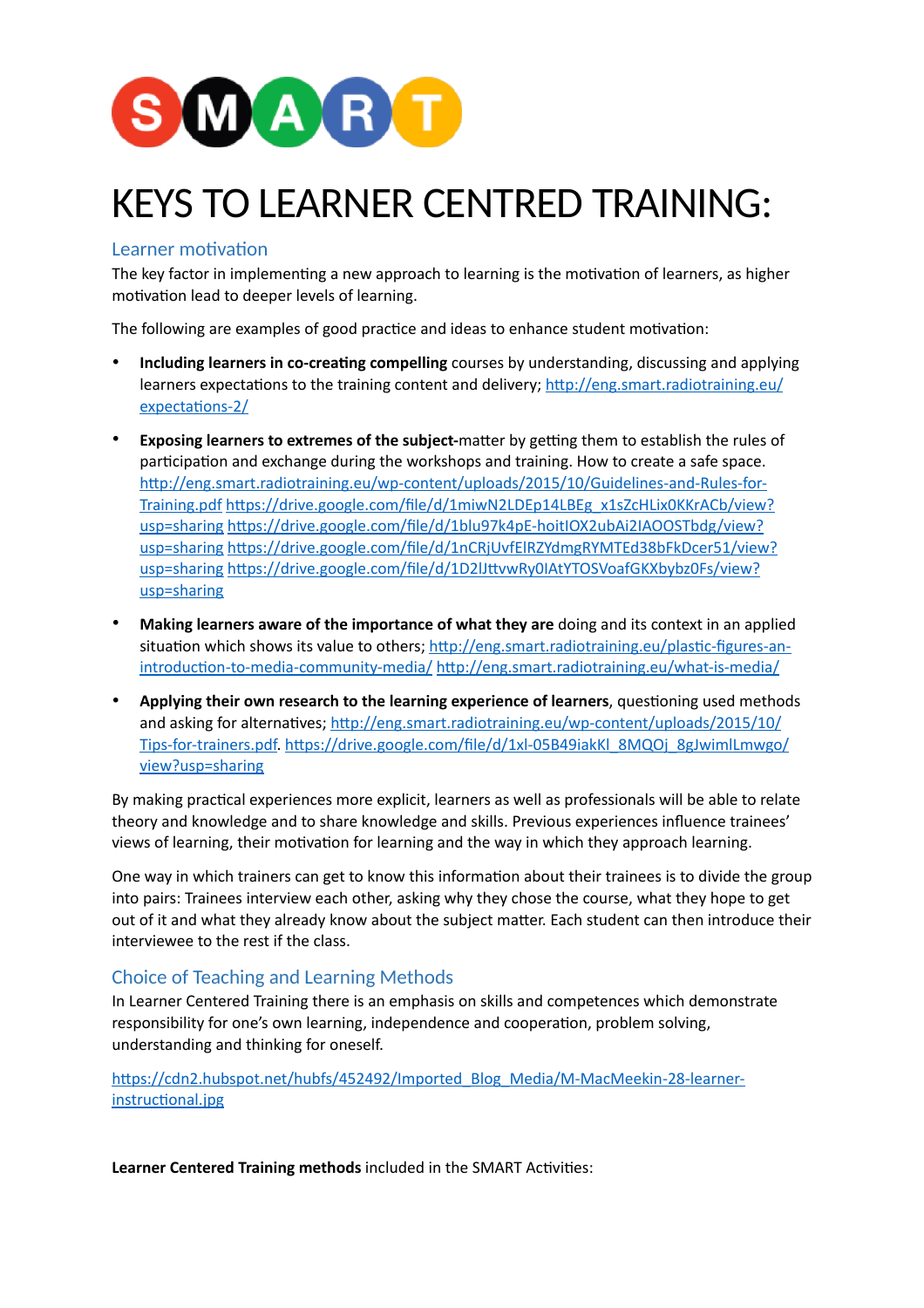SMART

# KEYS TO LEARNER CENTRED TRAINING:

## Learner motivation

The key factor in implementing a new approach to learning is the motivation of learners, as higher motivation lead to deeper levels of learning.

The following are examples of good practice and ideas to enhance student motivation:

- **Including learners in co-creating compelling** courses by understanding, discussing and applying learners expectations to the training content and delivery; http://eng.smart.radiotraining.eu/expectations-2/
- **Exposing learners to extremes of the subject-**matter by getting them to establish the rules of participation and exchange during the workshops and training. How to create a safe space. http://eng.smart.radiotraining.eu/wp-content/uploads/2015/10/Guidelines-and-Rules-for-Training.pdf https://drive.google.com/file/d/1miwN2LDEp14LBEg_x1sZcHLix0KKrACb/view?usp=sharing https://drive.google.com/file/d/1blu97k4pE-hoitIOX2ubAi2IAOOSTbdg/view?usp=sharing https://drive.google.com/file/d/1nCRjUvfElRZYdmgRYMTEd38bFkDcer51/view?usp=sharing https://drive.google.com/file/d/1D2lJttvwRy0IAtYTOSVoafGKXbybz0Fs/view?usp=sharing
- **Making learners aware of the importance of what they are** doing and its context in an applied situation which shows its value to others; http://eng.smart.radiotraining.eu/plastic-figures-an-introduction-to-media-community-media/ http://eng.smart.radiotraining.eu/what-is-media/
- **Applying their own research to the learning experience of learners**, questioning used methods and asking for alternatives; http://eng.smart.radiotraining.eu/wp-content/uploads/2015/10/Tips-for-trainers.pdf. https://drive.google.com/file/d/1xl-05B49iakKl_8MQOj_8gJwimlLmwgo/view?usp=sharing

By making practical experiences more explicit, learners as well as professionals will be able to relate theory and knowledge and to share knowledge and skills. Previous experiences influence trainees' views of learning, their motivation for learning and the way in which they approach learning.

One way in which trainers can get to know this information about their trainees is to divide the group into pairs: Trainees interview each other, asking why they chose the course, what they hope to get out of it and what they already know about the subject matter. Each student can then introduce their interviewee to the rest if the class.

## Choice of Teaching and Learning Methods

In Learner Centered Training there is an emphasis on skills and competences which demonstrate responsibility for one's own learning, independence and cooperation, problem solving, understanding and thinking for oneself.

https://cdn2.hubspot.net/hubfs/452492/Imported_Blog_Media/M-MacMeekin-28-learner-instructional.jpg

**Learner Centered Training methods** included in the SMART Activities: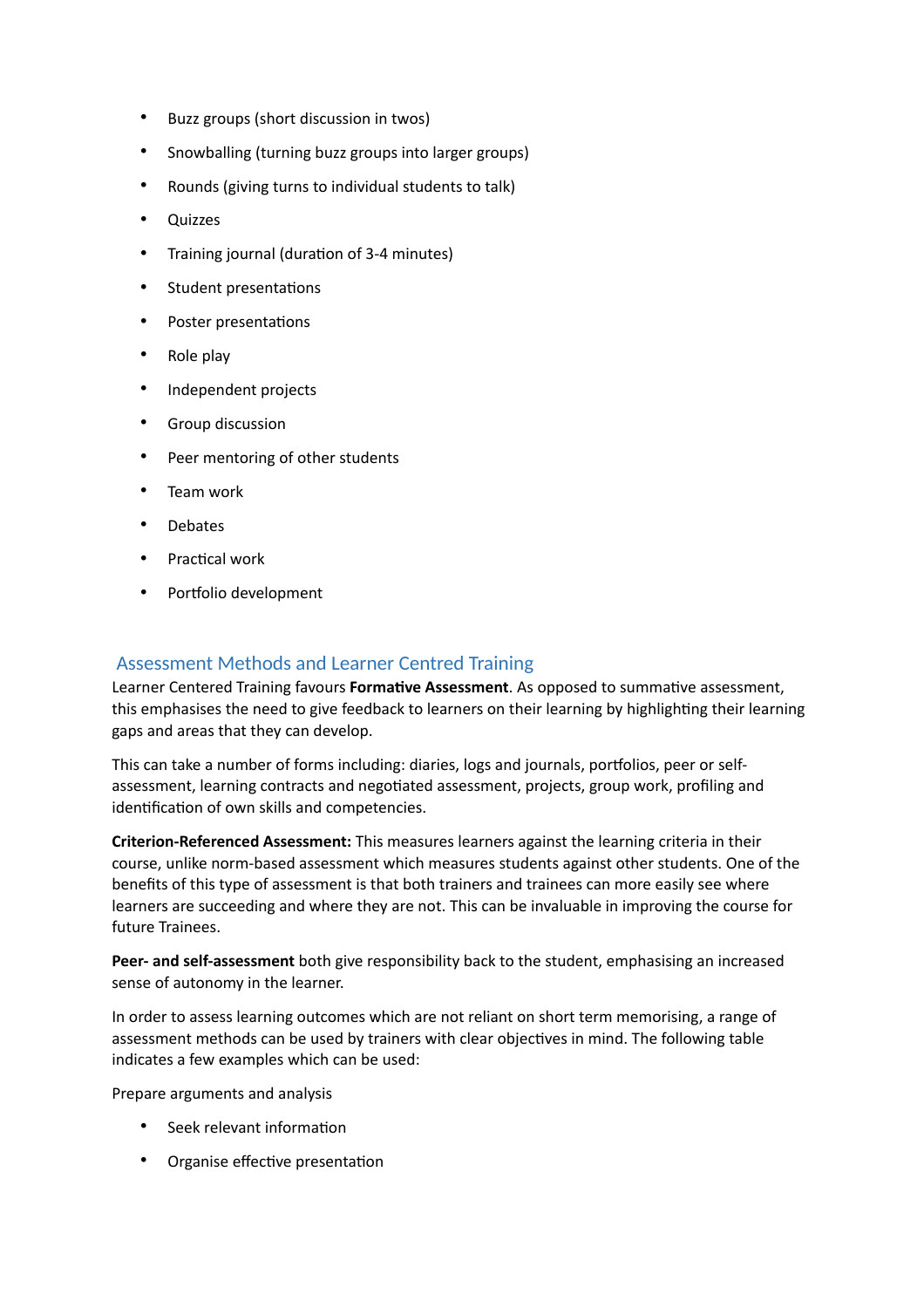- Buzz groups (short discussion in twos)
- Snowballing (turning buzz groups into larger groups)
- Rounds (giving turns to individual students to talk)
- Quizzes
- Training journal (duration of 3-4 minutes)
- Student presentations
- Poster presentations
- Role play
- Independent projects
- Group discussion
- Peer mentoring of other students
- Team work
- Debates
- Practical work
- Portfolio development

## Assessment Methods and Learner Centred Training

Learner Centered Training favours **Formative Assessment**. As opposed to summative assessment, this emphasises the need to give feedback to learners on their learning by highlighting their learning gaps and areas that they can develop.

This can take a number of forms including: diaries, logs and journals, portfolios, peer or self-assessment, learning contracts and negotiated assessment, projects, group work, profiling and identification of own skills and competencies.

**Criterion-Referenced Assessment:** This measures learners against the learning criteria in their course, unlike norm-based assessment which measures students against other students. One of the benefits of this type of assessment is that both trainers and trainees can more easily see where learners are succeeding and where they are not. This can be invaluable in improving the course for future Trainees.

**Peer- and self-assessment** both give responsibility back to the student, emphasising an increased sense of autonomy in the learner.

In order to assess learning outcomes which are not reliant on short term memorising, a range of assessment methods can be used by trainers with clear objectives in mind. The following table indicates a few examples which can be used:

Prepare arguments and analysis

- Seek relevant information
- Organise effective presentation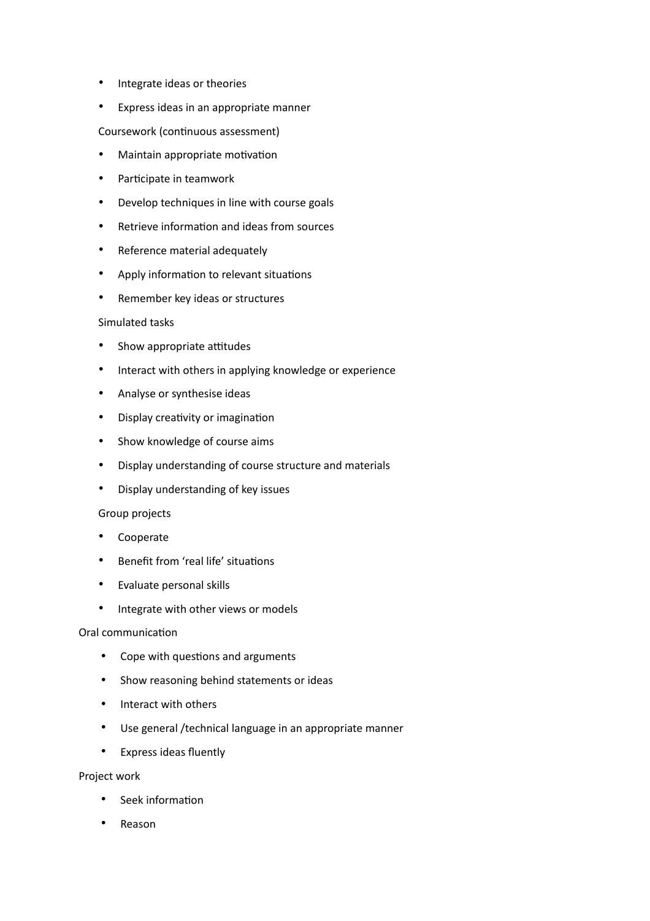- Integrate ideas or theories
- Express ideas in an appropriate manner

Coursework (continuous assessment)

- Maintain appropriate motivation
- Participate in teamwork
- Develop techniques in line with course goals
- Retrieve information and ideas from sources
- Reference material adequately
- Apply information to relevant situations
- Remember key ideas or structures

Simulated tasks

- Show appropriate attitudes
- Interact with others in applying knowledge or experience
- Analyse or synthesise ideas
- Display creativity or imagination
- Show knowledge of course aims
- Display understanding of course structure and materials
- Display understanding of key issues

Group projects

- Cooperate
- Benefit from 'real life' situations
- Evaluate personal skills
- Integrate with other views or models

Oral communication

- Cope with questions and arguments
- Show reasoning behind statements or ideas
- Interact with others
- Use general /technical language in an appropriate manner
- Express ideas fluently

Project work

- Seek information
- Reason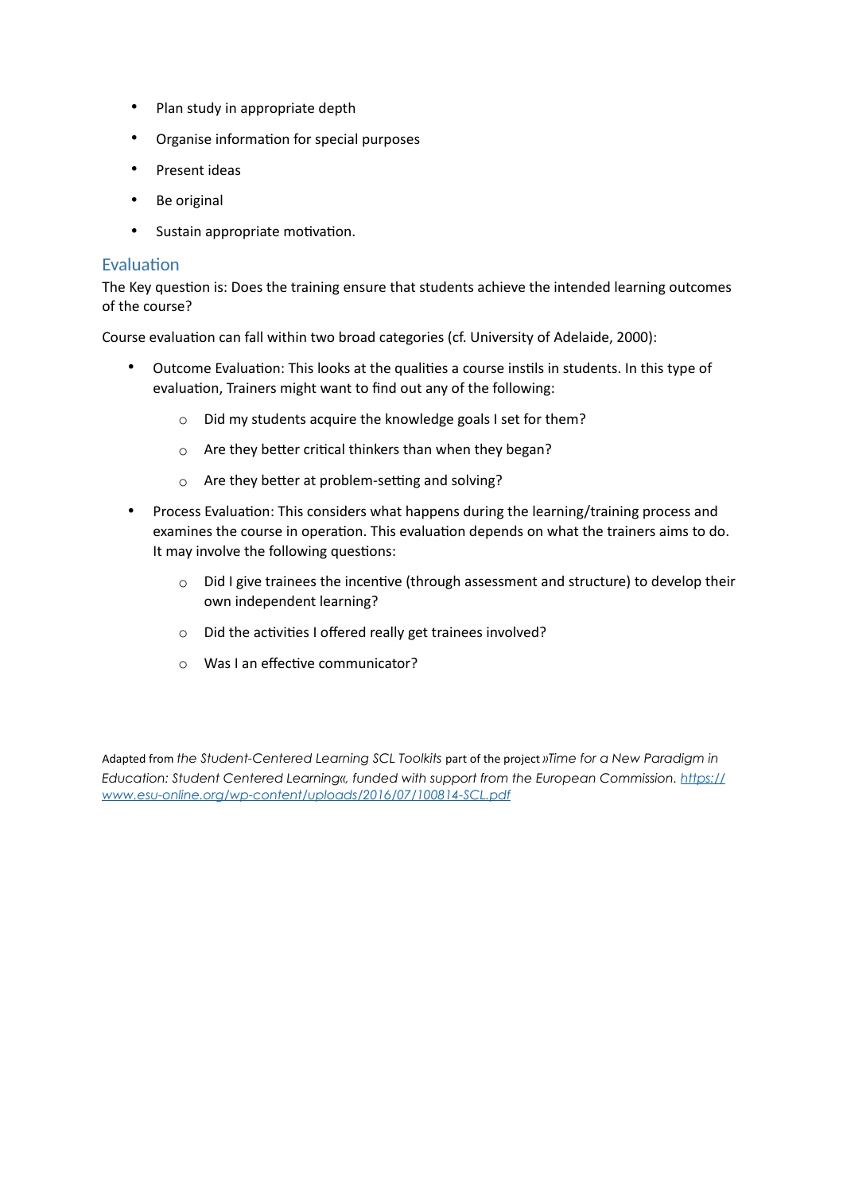- Plan study in appropriate depth
- Organise information for special purposes
- Present ideas
- Be original
- Sustain appropriate motivation.

## Evaluation

The Key question is: Does the training ensure that students achieve the intended learning outcomes of the course?

Course evaluation can fall within two broad categories (cf. University of Adelaide, 2000):

- Outcome Evaluation: This looks at the qualities a course instils in students. In this type of evaluation, Trainers might want to find out any of the following:
    - Did my students acquire the knowledge goals I set for them?
    - Are they better critical thinkers than when they began?
    - Are they better at problem-setting and solving?
- Process Evaluation: This considers what happens during the learning/training process and examines the course in operation. This evaluation depends on what the trainers aims to do. It may involve the following questions:
    - Did I give trainees the incentive (through assessment and structure) to develop their own independent learning?
    - Did the activities I offered really get trainees involved?
    - Was I an effective communicator?

Adapted from *the Student-Centered Learning SCL Toolkits* part of the project *»Time for a New Paradigm in Education: Student Centered Learning«, funded with support from the European Commission. https://www.esu-online.org/wp-content/uploads/2016/07/100814-SCL.pdf*